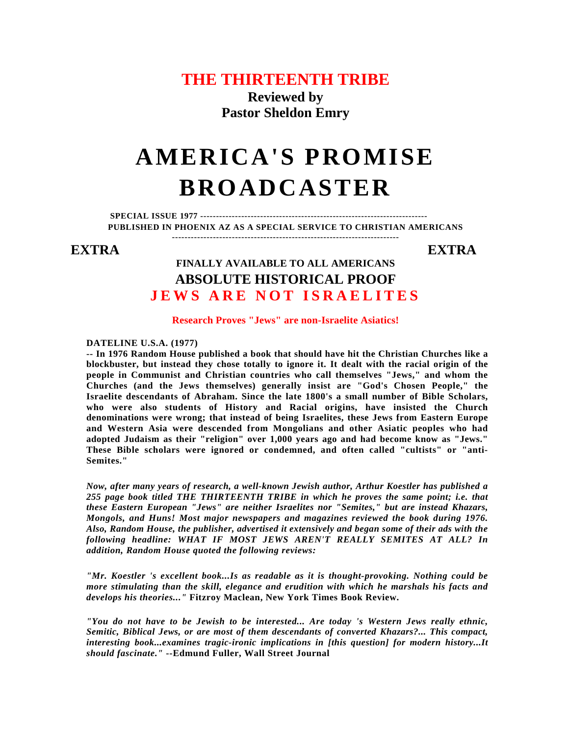# THE THIRTEENTH TRIBE

**Reviewed by**
**Pastor Sheldon Emry**

# AMERICA'S PROMISE BROADCASTER

**SPECIAL ISSUE 1977** ------------------------------------------------------------------------
**PUBLISHED IN PHOENIX AZ AS A SPECIAL SERVICE TO CHRISTIAN AMERICANS**
------------------------------------------------------------------------

**EXTRA** **EXTRA**

**FINALLY AVAILABLE TO ALL AMERICANS**

## ABSOLUTE HISTORICAL PROOF

## JEWS ARE NOT ISRAELITES

**Research Proves "Jews" are non-Israelite Asiatics!**

**DATELINE U.S.A. (1977)**
**-- In 1976 Random House published a book that should have hit the Christian Churches like a blockbuster, but instead they chose totally to ignore it. It dealt with the racial origin of the people in Communist and Christian countries who call themselves "Jews," and whom the Churches (and the Jews themselves) generally insist are "God's Chosen People," the Israelite descendants of Abraham. Since the late 1800's a small number of Bible Scholars, who were also students of History and Racial origins, have insisted the Church denominations were wrong; that instead of being Israelites, these Jews from Eastern Europe and Western Asia were descended from Mongolians and other Asiatic peoples who had adopted Judaism as their "religion" over 1,000 years ago and had become know as "Jews." These Bible scholars were ignored or condemned, and often called "cultists" or "anti-Semites."**

***Now, after many years of research, a well-known Jewish author, Arthur Koestler has published a 255 page book titled THE THIRTEENTH TRIBE in which he proves the same point; i.e. that these Eastern European "Jews" are neither Israelites nor "Semites," but are instead Khazars, Mongols, and Huns! Most major newspapers and magazines reviewed the book during 1976. Also, Random House, the publisher, advertised it extensively and began some of their ads with the following headline: WHAT IF MOST JEWS AREN'T REALLY SEMITES AT ALL? In addition, Random House quoted the following reviews:***

***"Mr. Koestler 's excellent book...Is as readable as it is thought-provoking. Nothing could be more stimulating than the skill, elegance and erudition with which he marshals his facts and develops his theories..."*** **Fitzroy Maclean, New York Times Book Review.**

***"You do not have to be Jewish to be interested... Are today 's Western Jews really ethnic, Semitic, Biblical Jews, or are most of them descendants of converted Khazars?... This compact, interesting book...examines tragic-ironic implications in [this question] for modern history...It should fascinate."*** **--Edmund Fuller, Wall Street Journal**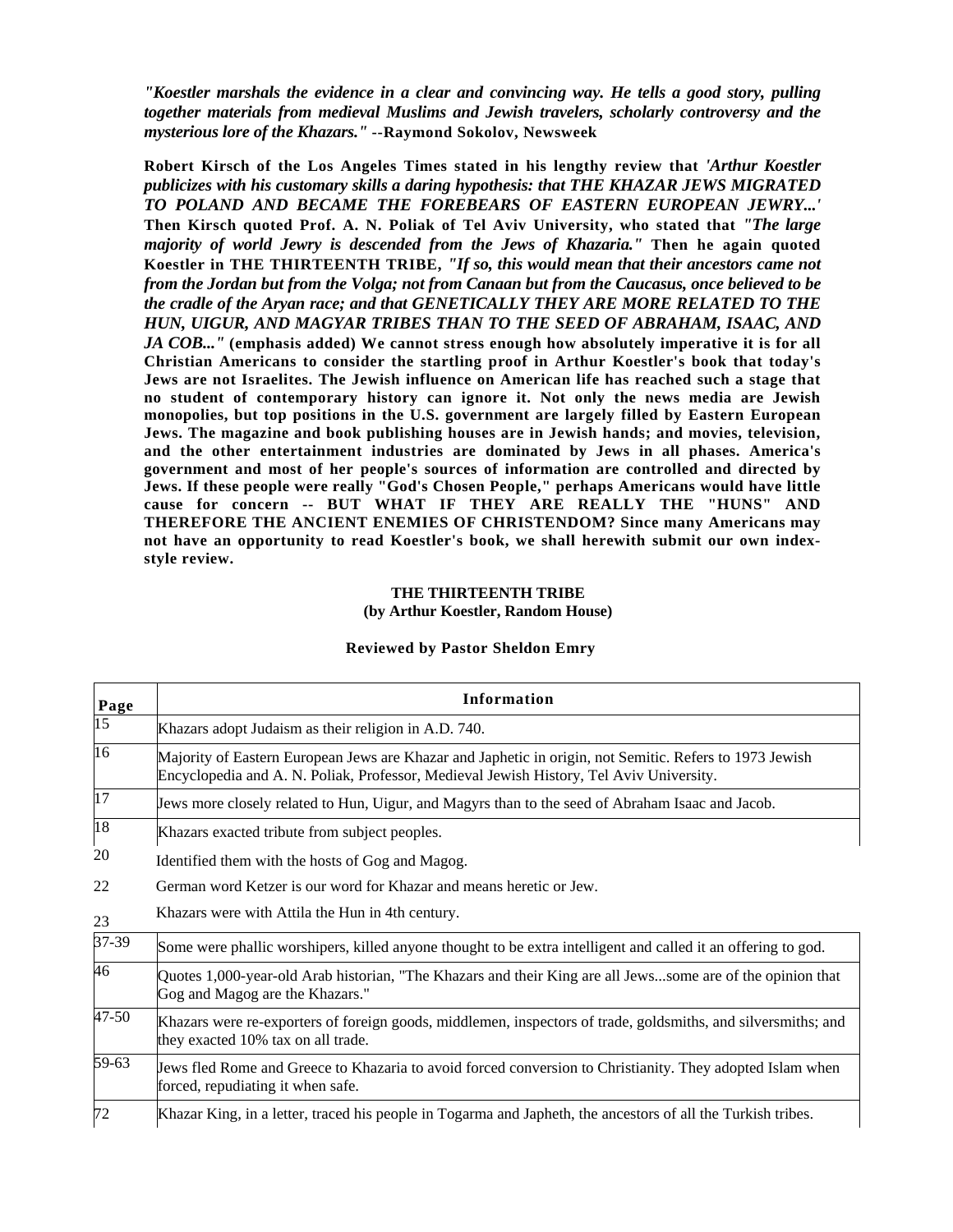***"Koestler marshals the evidence in a clear and convincing way. He tells a good story, pulling together materials from medieval Muslims and Jewish travelers, scholarly controversy and the mysterious lore of the Khazars."*** **--Raymond Sokolov, Newsweek**

**Robert Kirsch of the Los Angeles Times stated in his lengthy review that** ***'Arthur Koestler publicizes with his customary skills a daring hypothesis: that THE KHAZAR JEWS MIGRATED TO POLAND AND BECAME THE FOREBEARS OF EASTERN EUROPEAN JEWRY...'*** **Then Kirsch quoted Prof. A. N. Poliak of Tel Aviv University, who stated that** ***"The large majority of world Jewry is descended from the Jews of Khazaria."*** **Then he again quoted Koestler in THE THIRTEENTH TRIBE,** ***"If so, this would mean that their ancestors came not from the Jordan but from the Volga; not from Canaan but from the Caucasus, once believed to be the cradle of the Aryan race; and that GENETICALLY THEY ARE MORE RELATED TO THE HUN, UIGUR, AND MAGYAR TRIBES THAN TO THE SEED OF ABRAHAM, ISAAC, AND JA COB..."*** **(emphasis added) We cannot stress enough how absolutely imperative it is for all Christian Americans to consider the startling proof in Arthur Koestler's book that today's Jews are not Israelites. The Jewish influence on American life has reached such a stage that no student of contemporary history can ignore it. Not only the news media are Jewish monopolies, but top positions in the U.S. government are largely filled by Eastern European Jews. The magazine and book publishing houses are in Jewish hands; and movies, television, and the other entertainment industries are dominated by Jews in all phases. America's government and most of her people's sources of information are controlled and directed by Jews. If these people were really "God's Chosen People," perhaps Americans would have little cause for concern -- BUT WHAT IF THEY ARE REALLY THE "HUNS" AND THEREFORE THE ANCIENT ENEMIES OF CHRISTENDOM? Since many Americans may not have an opportunity to read Koestler's book, we shall herewith submit our own index-style review.**

**THE THIRTEENTH TRIBE**
**(by Arthur Koestler, Random House)**

**Reviewed by Pastor Sheldon Emry**

| Page | Information |
|---|---|
| 15 | Khazars adopt Judaism as their religion in A.D. 740. |
| 16 | Majority of Eastern European Jews are Khazar and Japhetic in origin, not Semitic. Refers to 1973 Jewish Encyclopedia and A. N. Poliak, Professor, Medieval Jewish History, Tel Aviv University. |
| 17 | Jews more closely related to Hun, Uigur, and Magyrs than to the seed of Abraham Isaac and Jacob. |
| 18 | Khazars exacted tribute from subject peoples. |
| 20 | Identified them with the hosts of Gog and Magog. |
| 22 | German word Ketzer is our word for Khazar and means heretic or Jew. |
| 23 | Khazars were with Attila the Hun in 4th century. |
| 37-39 | Some were phallic worshipers, killed anyone thought to be extra intelligent and called it an offering to god. |
| 46 | Quotes 1,000-year-old Arab historian, "The Khazars and their King are all Jews...some are of the opinion that Gog and Magog are the Khazars." |
| 47-50 | Khazars were re-exporters of foreign goods, middlemen, inspectors of trade, goldsmiths, and silversmiths; and they exacted 10% tax on all trade. |
| 59-63 | Jews fled Rome and Greece to Khazaria to avoid forced conversion to Christianity. They adopted Islam when forced, repudiating it when safe. |
| 72 | Khazar King, in a letter, traced his people in Togarma and Japheth, the ancestors of all the Turkish tribes. |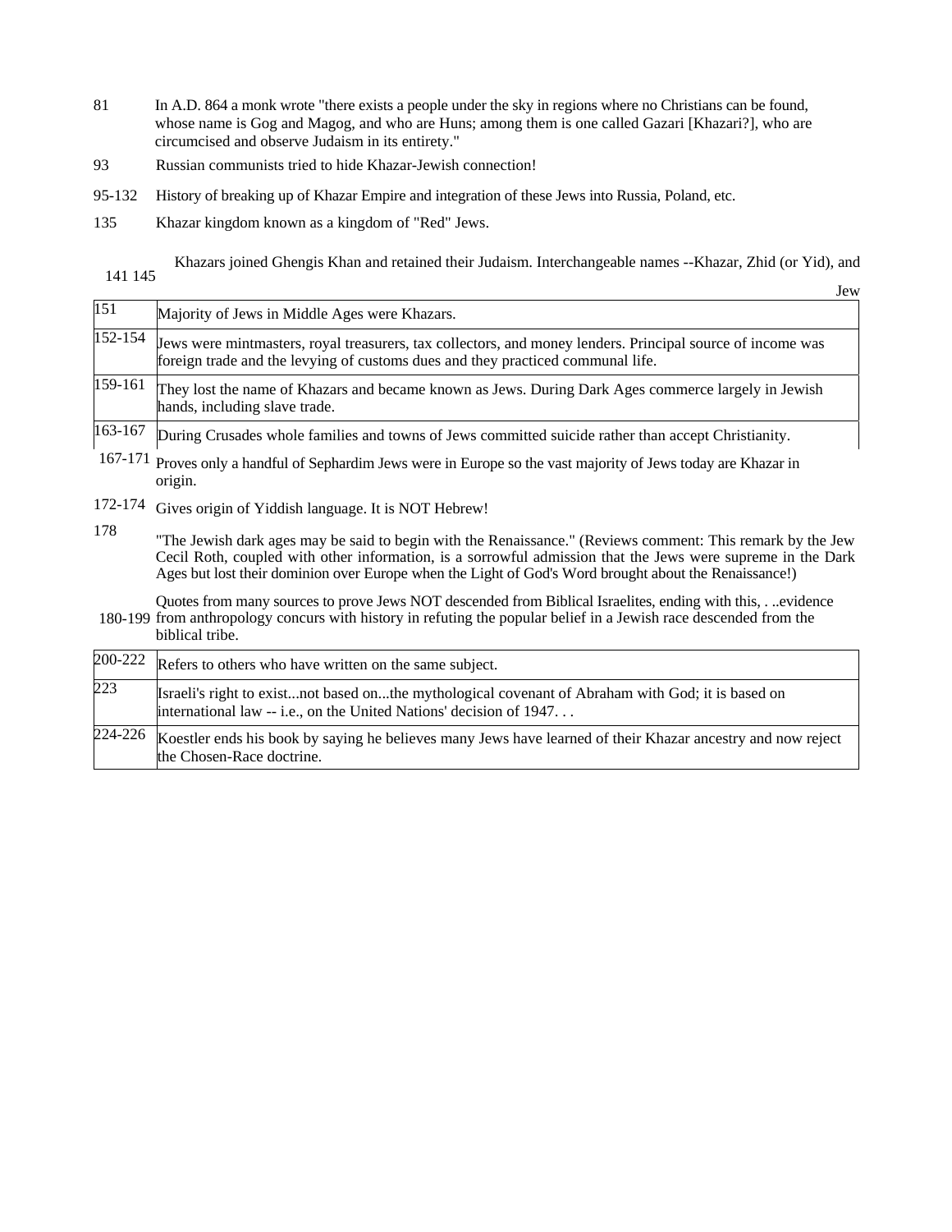| | |
|---|---|
| 81 | In A.D. 864 a monk wrote "there exists a people under the sky in regions where no Christians can be found, whose name is Gog and Magog, and who are Huns; among them is one called Gazari [Khazari?], who are circumcised and observe Judaism in its entirety." |
| 93 | Russian communists tried to hide Khazar-Jewish connection! |
| 95-132 | History of breaking up of Khazar Empire and integration of these Jews into Russia, Poland, etc. |
| 135 | Khazar kingdom known as a kingdom of "Red" Jews. |
| 141 145 | Khazars joined Ghengis Khan and retained their Judaism. Interchangeable names --Khazar, Zhid (or Yid), and Jew |
| 151 | Majority of Jews in Middle Ages were Khazars. |
| 152-154 | Jews were mintmasters, royal treasurers, tax collectors, and money lenders. Principal source of income was foreign trade and the levying of customs dues and they practiced communal life. |
| 159-161 | They lost the name of Khazars and became known as Jews. During Dark Ages commerce largely in Jewish hands, including slave trade. |
| 163-167 | During Crusades whole families and towns of Jews committed suicide rather than accept Christianity. |
| 167-171 | Proves only a handful of Sephardim Jews were in Europe so the vast majority of Jews today are Khazar in origin. |
| 172-174 | Gives origin of Yiddish language. It is NOT Hebrew! |
| 178 | "The Jewish dark ages may be said to begin with the Renaissance." (Reviews comment: This remark by the Jew Cecil Roth, coupled with other information, is a sorrowful admission that the Jews were supreme in the Dark Ages but lost their dominion over Europe when the Light of God's Word brought about the Renaissance!) |
| 180-199 | Quotes from many sources to prove Jews NOT descended from Biblical Israelites, ending with this, . ..evidence from anthropology concurs with history in refuting the popular belief in a Jewish race descended from the biblical tribe. |
| 200-222 | Refers to others who have written on the same subject. |
| 223 | Israeli's right to exist...not based on...the mythological covenant of Abraham with God; it is based on international law -- i.e., on the United Nations' decision of 1947. . . |
| 224-226 | Koestler ends his book by saying he believes many Jews have learned of their Khazar ancestry and now reject the Chosen-Race doctrine. |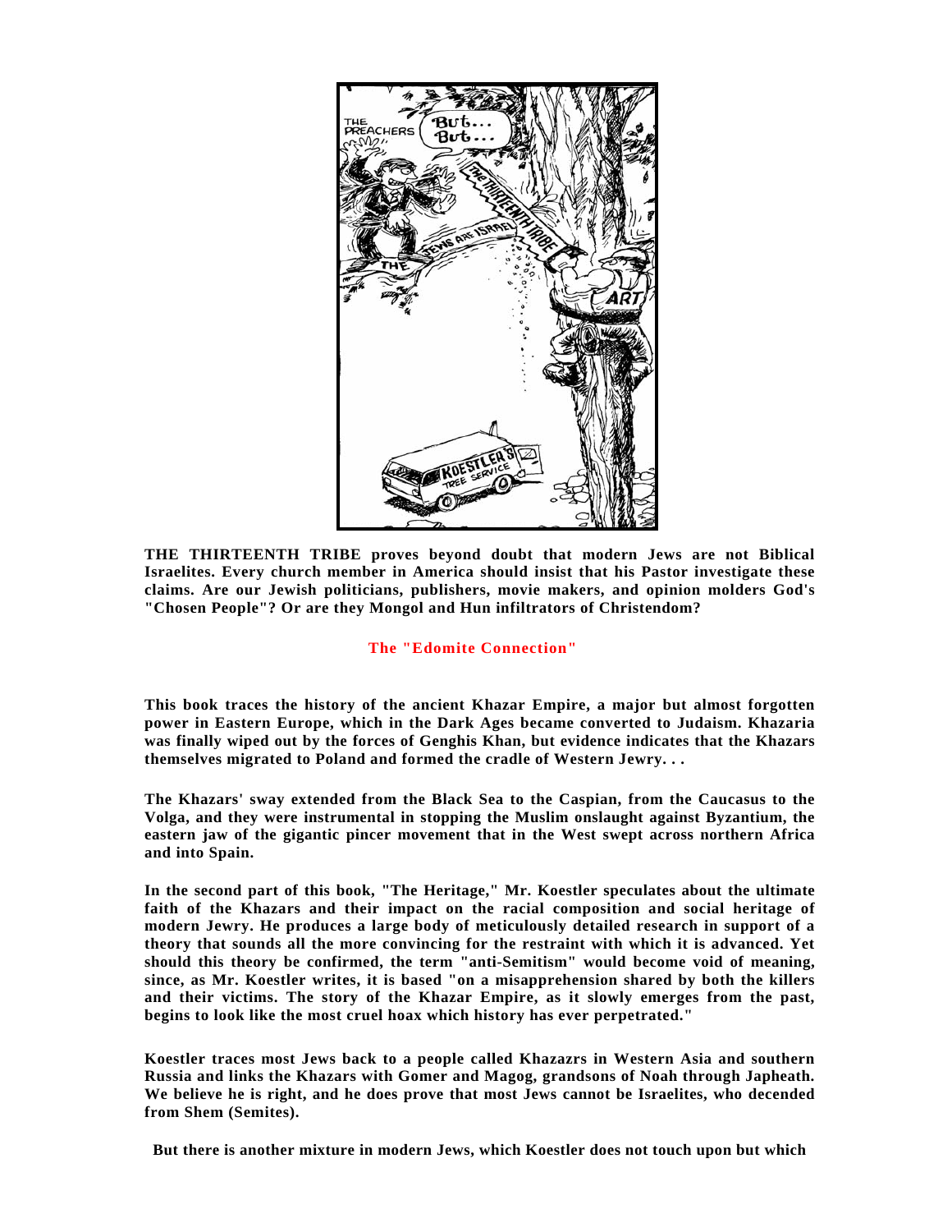**THE THIRTEENTH TRIBE proves beyond doubt that modern Jews are not Biblical Israelites. Every church member in America should insist that his Pastor investigate these claims. Are our Jewish politicians, publishers, movie makers, and opinion molders God's "Chosen People"? Or are they Mongol and Hun infiltrators of Christendom?**

## The "Edomite Connection"

**This book traces the history of the ancient Khazar Empire, a major but almost forgotten power in Eastern Europe, which in the Dark Ages became converted to Judaism. Khazaria was finally wiped out by the forces of Genghis Khan, but evidence indicates that the Khazars themselves migrated to Poland and formed the cradle of Western Jewry. . .**

**The Khazars' sway extended from the Black Sea to the Caspian, from the Caucasus to the Volga, and they were instrumental in stopping the Muslim onslaught against Byzantium, the eastern jaw of the gigantic pincer movement that in the West swept across northern Africa and into Spain.**

**In the second part of this book, "The Heritage," Mr. Koestler speculates about the ultimate faith of the Khazars and their impact on the racial composition and social heritage of modern Jewry. He produces a large body of meticulously detailed research in support of a theory that sounds all the more convincing for the restraint with which it is advanced. Yet should this theory be confirmed, the term "anti-Semitism" would become void of meaning, since, as Mr. Koestler writes, it is based "on a misapprehension shared by both the killers and their victims. The story of the Khazar Empire, as it slowly emerges from the past, begins to look like the most cruel hoax which history has ever perpetrated."**

**Koestler traces most Jews back to a people called Khazazrs in Western Asia and southern Russia and links the Khazars with Gomer and Magog, grandsons of Noah through Japheath. We believe he is right, and he does prove that most Jews cannot be Israelites, who decended from Shem (Semites).**

**But there is another mixture in modern Jews, which Koestler does not touch upon but which**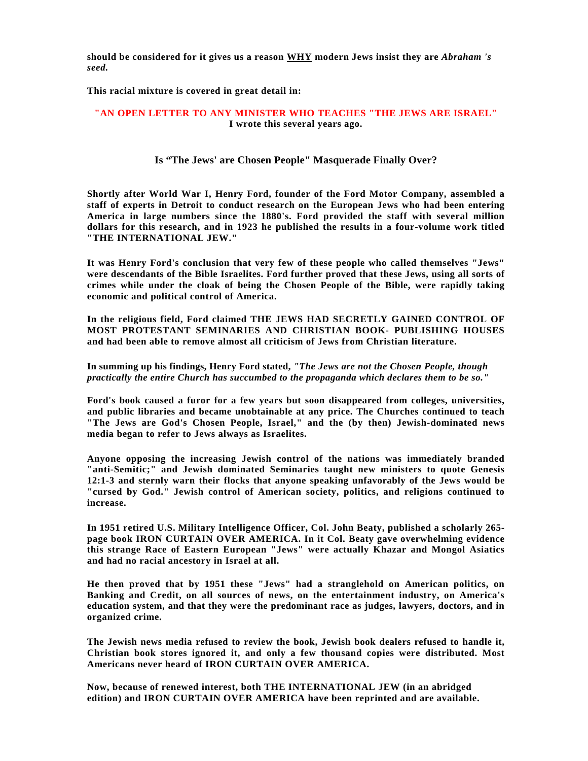**should be considered for it gives us a reason <u>WHY</u> modern Jews insist they are *Abraham 's seed.***

**This racial mixture is covered in great detail in:**

**"AN OPEN LETTER TO ANY MINISTER WHO TEACHES "THE JEWS ARE ISRAEL"**
**I wrote this several years ago.**

### Is "The Jews' are Chosen People" Masquerade Finally Over?

**Shortly after World War I, Henry Ford, founder of the Ford Motor Company, assembled a staff of experts in Detroit to conduct research on the European Jews who had been entering America in large numbers since the 1880's. Ford provided the staff with several million dollars for this research, and in 1923 he published the results in a four-volume work titled "THE INTERNATIONAL JEW."**

**It was Henry Ford's conclusion that very few of these people who called themselves "Jews" were descendants of the Bible Israelites. Ford further proved that these Jews, using all sorts of crimes while under the cloak of being the Chosen People of the Bible, were rapidly taking economic and political control of America.**

**In the religious field, Ford claimed THE JEWS HAD SECRETLY GAINED CONTROL OF MOST PROTESTANT SEMINARIES AND CHRISTIAN BOOK- PUBLISHING HOUSES and had been able to remove almost all criticism of Jews from Christian literature.**

**In summing up his findings, Henry Ford stated, *"The Jews are not the Chosen People, though practically the entire Church has succumbed to the propaganda which declares them to be so."***

**Ford's book caused a furor for a few years but soon disappeared from colleges, universities, and public libraries and became unobtainable at any price. The Churches continued to teach "The Jews are God's Chosen People, Israel," and the (by then) Jewish-dominated news media began to refer to Jews always as Israelites.**

**Anyone opposing the increasing Jewish control of the nations was immediately branded "anti-Semitic;" and Jewish dominated Seminaries taught new ministers to quote Genesis 12:1-3 and sternly warn their flocks that anyone speaking unfavorably of the Jews would be "cursed by God." Jewish control of American society, politics, and religions continued to increase.**

**In 1951 retired U.S. Military Intelligence Officer, Col. John Beaty, published a scholarly 265-page book IRON CURTAIN OVER AMERICA. In it Col. Beaty gave overwhelming evidence this strange Race of Eastern European "Jews" were actually Khazar and Mongol Asiatics and had no racial ancestory in Israel at all.**

**He then proved that by 1951 these "Jews" had a stranglehold on American politics, on Banking and Credit, on all sources of news, on the entertainment industry, on America's education system, and that they were the predominant race as judges, lawyers, doctors, and in organized crime.**

**The Jewish news media refused to review the book, Jewish book dealers refused to handle it, Christian book stores ignored it, and only a few thousand copies were distributed. Most Americans never heard of IRON CURTAIN OVER AMERICA.**

**Now, because of renewed interest, both THE INTERNATIONAL JEW (in an abridged edition) and IRON CURTAIN OVER AMERICA have been reprinted and are available.**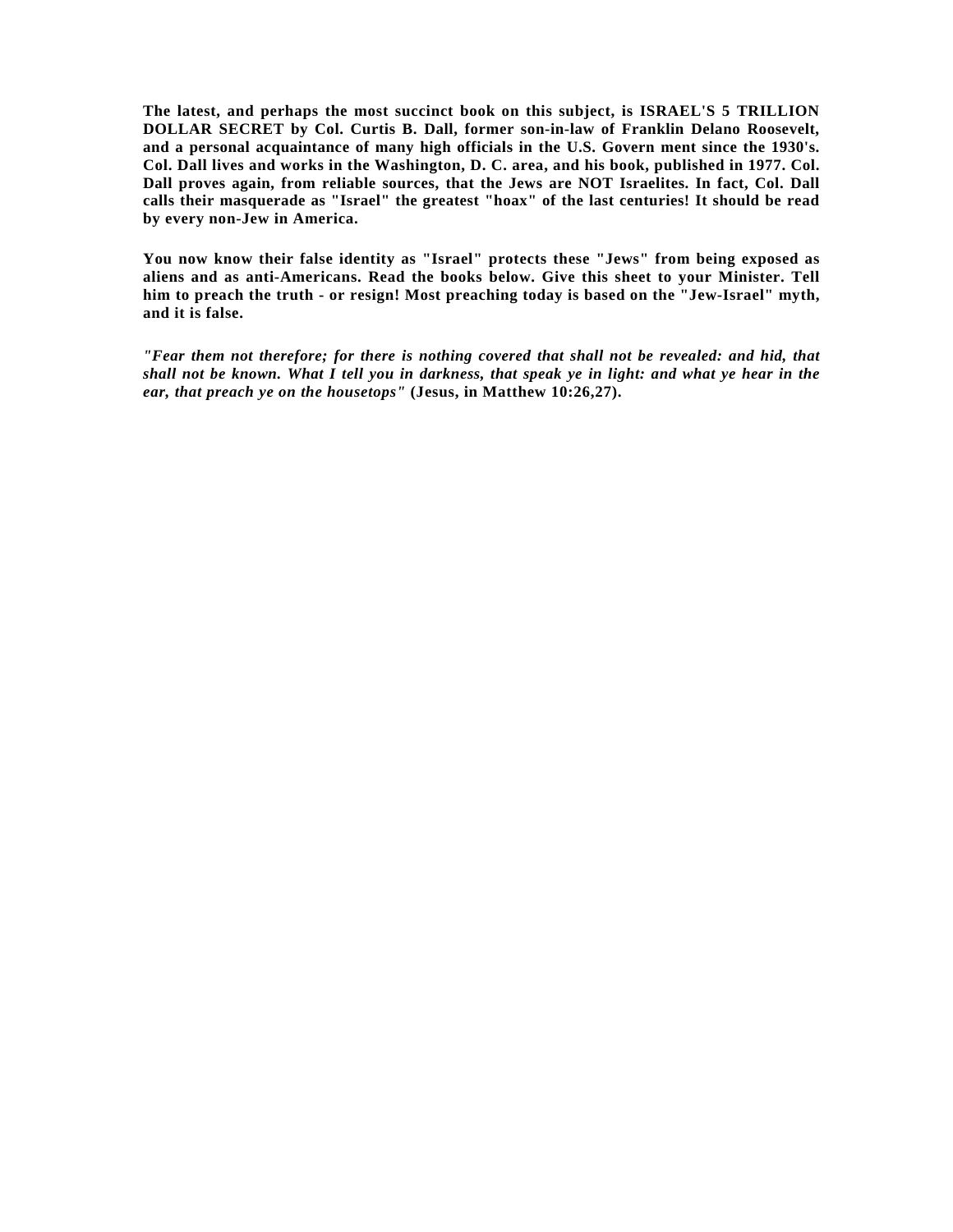**The latest, and perhaps the most succinct book on this subject, is ISRAEL'S 5 TRILLION DOLLAR SECRET by Col. Curtis B. Dall, former son-in-law of Franklin Delano Roosevelt, and a personal acquaintance of many high officials in the U.S. Govern ment since the 1930's. Col. Dall lives and works in the Washington, D. C. area, and his book, published in 1977. Col. Dall proves again, from reliable sources, that the Jews are NOT Israelites. In fact, Col. Dall calls their masquerade as "Israel" the greatest "hoax" of the last centuries! It should be read by every non-Jew in America.**

**You now know their false identity as "Israel" protects these "Jews" from being exposed as aliens and as anti-Americans. Read the books below. Give this sheet to your Minister. Tell him to preach the truth - or resign! Most preaching today is based on the "Jew-Israel" myth, and it is false.**

***"Fear them not therefore; for there is nothing covered that shall not be revealed: and hid, that shall not be known. What I tell you in darkness, that speak ye in light: and what ye hear in the ear, that preach ye on the housetops"* (Jesus, in Matthew 10:26,27).**